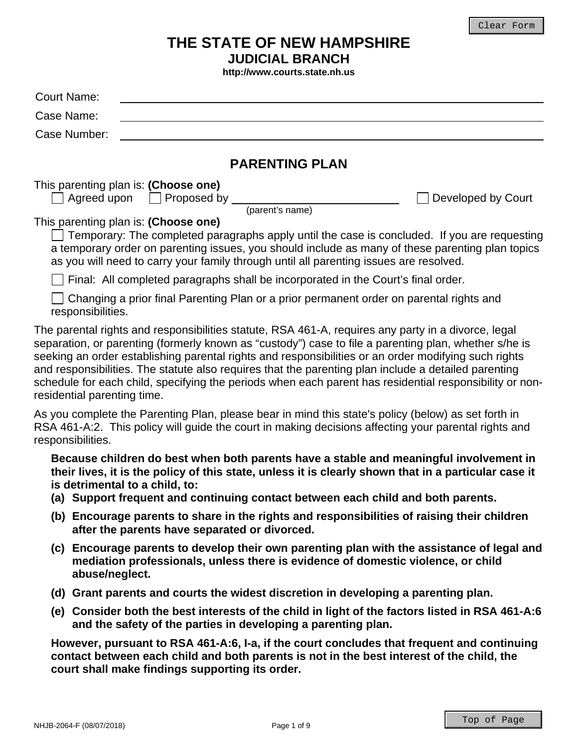# THE STATE OF NEW HAMPSHIRE
## JUDICIAL BRANCH
**http://www.courts.state.nh.us**

Court Name: ______________________________

Case Name: ______________________________

Case Number: ______________________________

## PARENTING PLAN

This parenting plan is: **(Choose one)**

☐ Agreed upon ☐ Proposed by ______________________ (parent's name) ☐ Developed by Court

This parenting plan is: **(Choose one)**

☐ Temporary: The completed paragraphs apply until the case is concluded. If you are requesting a temporary order on parenting issues, you should include as many of these parenting plan topics as you will need to carry your family through until all parenting issues are resolved.

☐ Final: All completed paragraphs shall be incorporated in the Court's final order.

☐ Changing a prior final Parenting Plan or a prior permanent order on parental rights and responsibilities.

The parental rights and responsibilities statute, RSA 461-A, requires any party in a divorce, legal separation, or parenting (formerly known as "custody") case to file a parenting plan, whether s/he is seeking an order establishing parental rights and responsibilities or an order modifying such rights and responsibilities. The statute also requires that the parenting plan include a detailed parenting schedule for each child, specifying the periods when each parent has residential responsibility or non-residential parenting time.

As you complete the Parenting Plan, please bear in mind this state's policy (below) as set forth in RSA 461-A:2. This policy will guide the court in making decisions affecting your parental rights and responsibilities.

**Because children do best when both parents have a stable and meaningful involvement in their lives, it is the policy of this state, unless it is clearly shown that in a particular case it is detrimental to a child, to:**

**(a) Support frequent and continuing contact between each child and both parents.**

**(b) Encourage parents to share in the rights and responsibilities of raising their children after the parents have separated or divorced.**

**(c) Encourage parents to develop their own parenting plan with the assistance of legal and mediation professionals, unless there is evidence of domestic violence, or child abuse/neglect.**

**(d) Grant parents and courts the widest discretion in developing a parenting plan.**

**(e) Consider both the best interests of the child in light of the factors listed in RSA 461-A:6 and the safety of the parties in developing a parenting plan.**

**However, pursuant to RSA 461-A:6, I-a, if the court concludes that frequent and continuing contact between each child and both parents is not in the best interest of the child, the court shall make findings supporting its order.**

NHJB-2064-F (08/07/2018)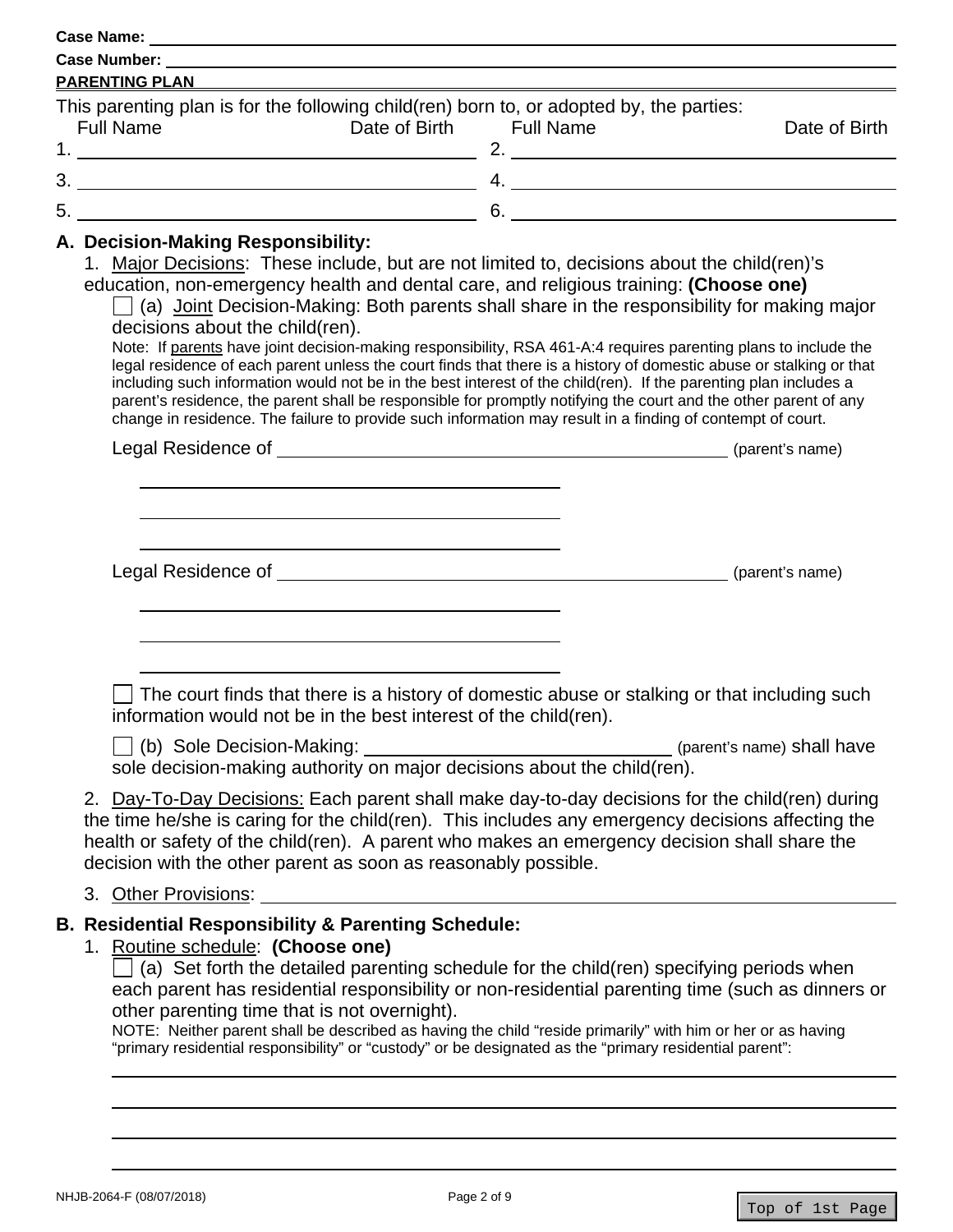Case Name: ______________________________

Case Number: ______________________________

**PARENTING PLAN**

This parenting plan is for the following child(ren) born to, or adopted by, the parties:

| | Full Name | Date of Birth | | Full Name | Date of Birth |
|---|---|---|---|---|---|
| 1. | | | 2. | | |
| 3. | | | 4. | | |
| 5. | | | 6. | | |

## A. Decision-Making Responsibility:

1. Major Decisions: These include, but are not limited to, decisions about the child(ren)'s education, non-emergency health and dental care, and religious training: **(Choose one)**

☐ (a) Joint Decision-Making: Both parents shall share in the responsibility for making major decisions about the child(ren).

Note: If parents have joint decision-making responsibility, RSA 461-A:4 requires parenting plans to include the legal residence of each parent unless the court finds that there is a history of domestic abuse or stalking or that including such information would not be in the best interest of the child(ren). If the parenting plan includes a parent's residence, the parent shall be responsible for promptly notifying the court and the other parent of any change in residence. The failure to provide such information may result in a finding of contempt of court.

Legal Residence of ______________________________ (parent's name)

______________________________

______________________________

______________________________

Legal Residence of ______________________________ (parent's name)

______________________________

______________________________

______________________________

☐ The court finds that there is a history of domestic abuse or stalking or that including such information would not be in the best interest of the child(ren).

☐ (b) Sole Decision-Making: ______________________________ (parent's name) shall have sole decision-making authority on major decisions about the child(ren).

2. Day-To-Day Decisions: Each parent shall make day-to-day decisions for the child(ren) during the time he/she is caring for the child(ren). This includes any emergency decisions affecting the health or safety of the child(ren). A parent who makes an emergency decision shall share the decision with the other parent as soon as reasonably possible.

3. Other Provisions: ______________________________

## B. Residential Responsibility & Parenting Schedule:

1. Routine schedule: **(Choose one)**

☐ (a) Set forth the detailed parenting schedule for the child(ren) specifying periods when each parent has residential responsibility or non-residential parenting time (such as dinners or other parenting time that is not overnight).

NOTE: Neither parent shall be described as having the child "reside primarily" with him or her or as having "primary residential responsibility" or "custody" or be designated as the "primary residential parent":

______________________________

______________________________

______________________________

______________________________

NHJB-2064-F (08/07/2018)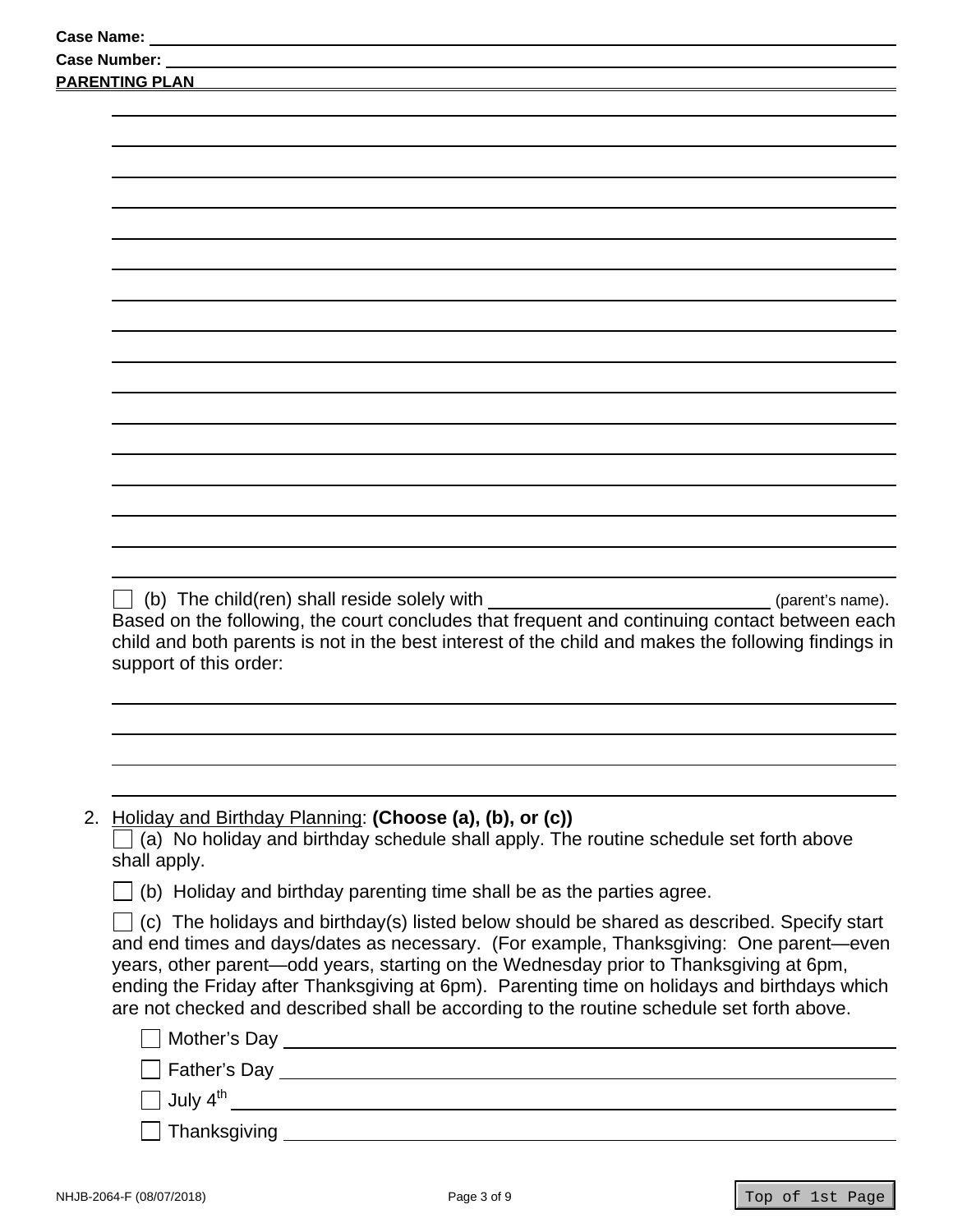Case Name: \_\_\_\_\_\_\_\_\_\_\_\_\_\_\_\_\_\_\_\_\_\_\_\_\_\_\_\_\_\_\_\_\_\_\_\_\_\_\_\_

Case Number: \_\_\_\_\_\_\_\_\_\_\_\_\_\_\_\_\_\_\_\_\_\_\_\_\_\_\_\_\_\_\_\_\_\_\_\_\_\_\_\_

**PARENTING PLAN**

☐ (b) The child(ren) shall reside solely with \_\_\_\_\_\_\_\_\_\_\_\_\_\_\_\_\_\_\_\_\_\_\_\_\_\_\_\_ (parent's name). Based on the following, the court concludes that frequent and continuing contact between each child and both parents is not in the best interest of the child and makes the following findings in support of this order:

2. Holiday and Birthday Planning: **(Choose (a), (b), or (c))**

   ☐ (a) No holiday and birthday schedule shall apply. The routine schedule set forth above shall apply.

   ☐ (b) Holiday and birthday parenting time shall be as the parties agree.

   ☐ (c) The holidays and birthday(s) listed below should be shared as described. Specify start and end times and days/dates as necessary. (For example, Thanksgiving: One parent—even years, other parent—odd years, starting on the Wednesday prior to Thanksgiving at 6pm, ending the Friday after Thanksgiving at 6pm). Parenting time on holidays and birthdays which are not checked and described shall be according to the routine schedule set forth above.

   ☐ Mother's Day \_\_\_\_\_\_\_\_\_\_\_\_\_\_\_\_\_\_\_\_\_\_\_\_\_\_\_\_\_\_\_\_\_\_\_\_\_\_\_\_

   ☐ Father's Day \_\_\_\_\_\_\_\_\_\_\_\_\_\_\_\_\_\_\_\_\_\_\_\_\_\_\_\_\_\_\_\_\_\_\_\_\_\_\_\_

   ☐ July 4th \_\_\_\_\_\_\_\_\_\_\_\_\_\_\_\_\_\_\_\_\_\_\_\_\_\_\_\_\_\_\_\_\_\_\_\_\_\_\_\_

   ☐ Thanksgiving \_\_\_\_\_\_\_\_\_\_\_\_\_\_\_\_\_\_\_\_\_\_\_\_\_\_\_\_\_\_\_\_\_\_\_\_\_\_\_\_

NHJB-2064-F (08/07/2018)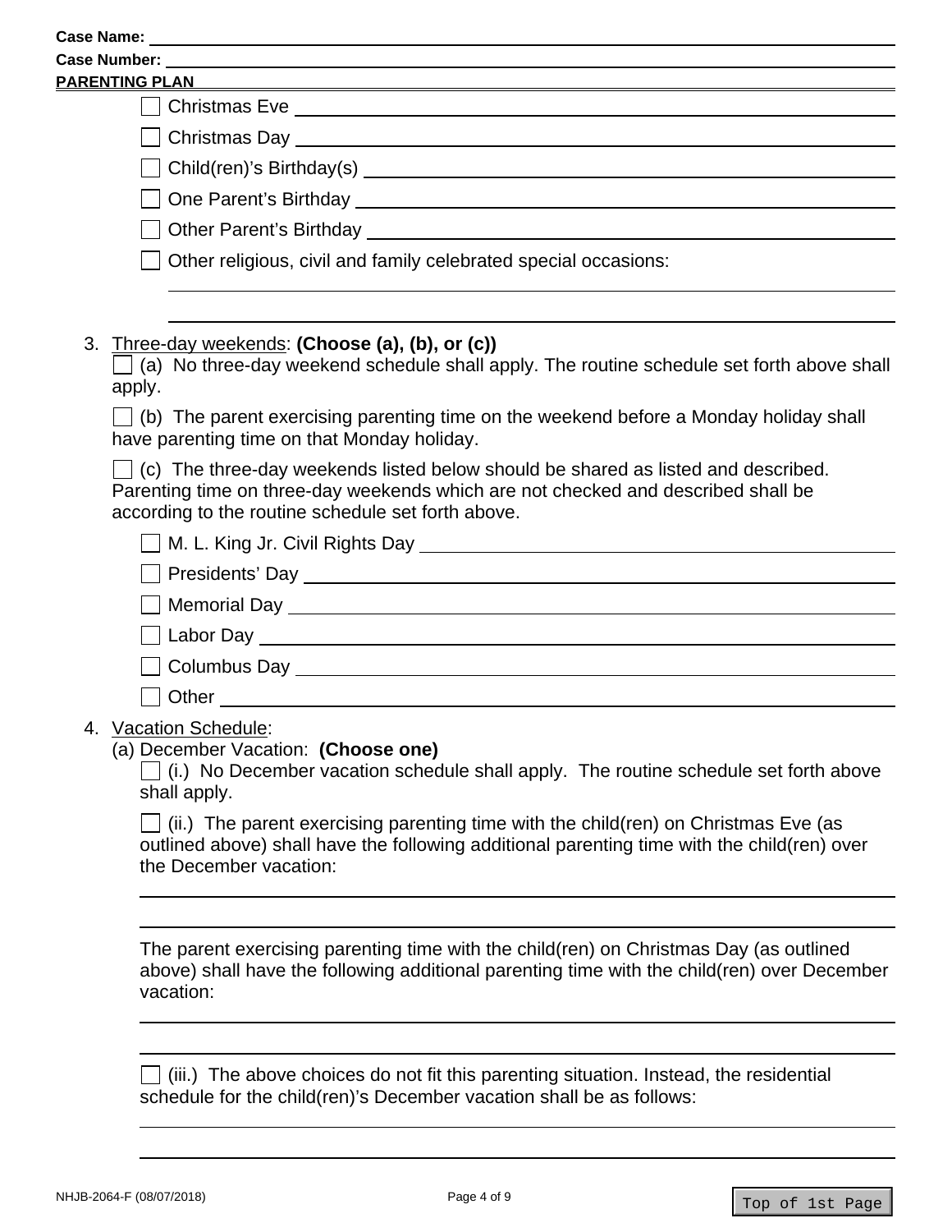Case Name: \_\_\_\_\_\_\_\_\_\_\_\_\_\_\_\_\_\_\_\_

Case Number: \_\_\_\_\_\_\_\_\_\_\_\_\_\_\_\_\_\_\_\_

**PARENTING PLAN**

- ☐ Christmas Eve \_\_\_\_\_\_\_\_\_\_\_\_\_\_\_\_\_\_\_\_
- ☐ Christmas Day \_\_\_\_\_\_\_\_\_\_\_\_\_\_\_\_\_\_\_\_
- ☐ Child(ren)'s Birthday(s) \_\_\_\_\_\_\_\_\_\_\_\_\_\_\_\_\_\_\_\_
- ☐ One Parent's Birthday \_\_\_\_\_\_\_\_\_\_\_\_\_\_\_\_\_\_\_\_
- ☐ Other Parent's Birthday \_\_\_\_\_\_\_\_\_\_\_\_\_\_\_\_\_\_\_\_
- ☐ Other religious, civil and family celebrated special occasions:

  \_\_\_\_\_\_\_\_\_\_\_\_\_\_\_\_\_\_\_\_

  \_\_\_\_\_\_\_\_\_\_\_\_\_\_\_\_\_\_\_\_

3. Three-day weekends: **(Choose (a), (b), or (c))**

   ☐ (a) No three-day weekend schedule shall apply. The routine schedule set forth above shall apply.

   ☐ (b) The parent exercising parenting time on the weekend before a Monday holiday shall have parenting time on that Monday holiday.

   ☐ (c) The three-day weekends listed below should be shared as listed and described. Parenting time on three-day weekends which are not checked and described shall be according to the routine schedule set forth above.

   - ☐ M. L. King Jr. Civil Rights Day \_\_\_\_\_\_\_\_\_\_\_\_\_\_\_\_\_\_\_\_
   - ☐ Presidents' Day \_\_\_\_\_\_\_\_\_\_\_\_\_\_\_\_\_\_\_\_
   - ☐ Memorial Day \_\_\_\_\_\_\_\_\_\_\_\_\_\_\_\_\_\_\_\_
   - ☐ Labor Day \_\_\_\_\_\_\_\_\_\_\_\_\_\_\_\_\_\_\_\_
   - ☐ Columbus Day \_\_\_\_\_\_\_\_\_\_\_\_\_\_\_\_\_\_\_\_
   - ☐ Other \_\_\_\_\_\_\_\_\_\_\_\_\_\_\_\_\_\_\_\_

4. Vacation Schedule:

   (a) December Vacation: **(Choose one)**

   ☐ (i.) No December vacation schedule shall apply. The routine schedule set forth above shall apply.

   ☐ (ii.) The parent exercising parenting time with the child(ren) on Christmas Eve (as outlined above) shall have the following additional parenting time with the child(ren) over the December vacation:

   \_\_\_\_\_\_\_\_\_\_\_\_\_\_\_\_\_\_\_\_

   \_\_\_\_\_\_\_\_\_\_\_\_\_\_\_\_\_\_\_\_

   The parent exercising parenting time with the child(ren) on Christmas Day (as outlined above) shall have the following additional parenting time with the child(ren) over December vacation:

   \_\_\_\_\_\_\_\_\_\_\_\_\_\_\_\_\_\_\_\_

   \_\_\_\_\_\_\_\_\_\_\_\_\_\_\_\_\_\_\_\_

   ☐ (iii.) The above choices do not fit this parenting situation. Instead, the residential schedule for the child(ren)'s December vacation shall be as follows:

   \_\_\_\_\_\_\_\_\_\_\_\_\_\_\_\_\_\_\_\_

   \_\_\_\_\_\_\_\_\_\_\_\_\_\_\_\_\_\_\_\_

NHJB-2064-F (08/07/2018)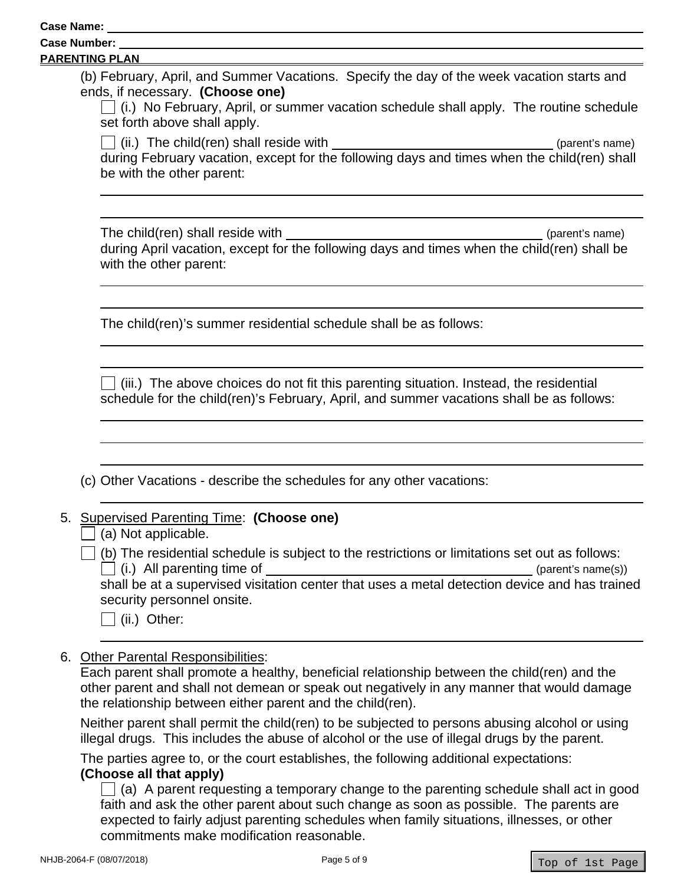Case Name: ______________________________

Case Number: ______________________________

**PARENTING PLAN**

(b) February, April, and Summer Vacations. Specify the day of the week vacation starts and ends, if necessary. **(Choose one)**

☐ (i.) No February, April, or summer vacation schedule shall apply. The routine schedule set forth above shall apply.

☐ (ii.) The child(ren) shall reside with ______________________________ (parent's name) during February vacation, except for the following days and times when the child(ren) shall be with the other parent:

______________________________________________________________

______________________________________________________________

The child(ren) shall reside with ______________________________ (parent's name) during April vacation, except for the following days and times when the child(ren) shall be with the other parent:

______________________________________________________________

______________________________________________________________

The child(ren)'s summer residential schedule shall be as follows:

______________________________________________________________

______________________________________________________________

☐ (iii.) The above choices do not fit this parenting situation. Instead, the residential schedule for the child(ren)'s February, April, and summer vacations shall be as follows:

______________________________________________________________

______________________________________________________________

______________________________________________________________

(c) Other Vacations - describe the schedules for any other vacations:

______________________________________________________________

5. Supervised Parenting Time: **(Choose one)**

☐ (a) Not applicable.

☐ (b) The residential schedule is subject to the restrictions or limitations set out as follows:

☐ (i.) All parenting time of ______________________________ (parent's name(s)) shall be at a supervised visitation center that uses a metal detection device and has trained security personnel onsite.

☐ (ii.) Other:

______________________________________________________________

6. Other Parental Responsibilities:

Each parent shall promote a healthy, beneficial relationship between the child(ren) and the other parent and shall not demean or speak out negatively in any manner that would damage the relationship between either parent and the child(ren).

Neither parent shall permit the child(ren) to be subjected to persons abusing alcohol or using illegal drugs. This includes the abuse of alcohol or the use of illegal drugs by the parent.

The parties agree to, or the court establishes, the following additional expectations: **(Choose all that apply)**

☐ (a) A parent requesting a temporary change to the parenting schedule shall act in good faith and ask the other parent about such change as soon as possible. The parents are expected to fairly adjust parenting schedules when family situations, illnesses, or other commitments make modification reasonable.

NHJB-2064-F (08/07/2018)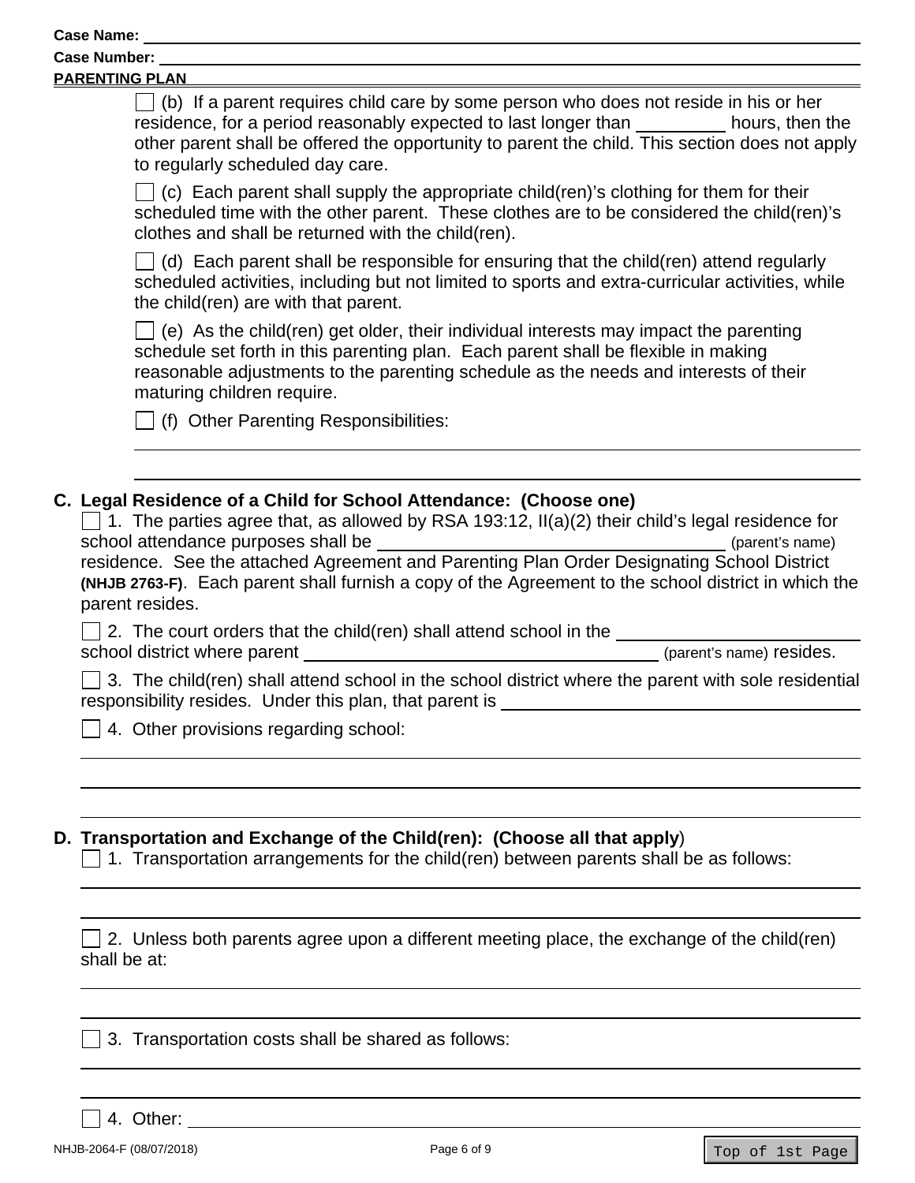Case Name: ______________________

Case Number: ______________________

PARENTING PLAN

☐ (b) If a parent requires child care by some person who does not reside in his or her residence, for a period reasonably expected to last longer than _________ hours, then the other parent shall be offered the opportunity to parent the child. This section does not apply to regularly scheduled day care.

☐ (c) Each parent shall supply the appropriate child(ren)'s clothing for them for their scheduled time with the other parent. These clothes are to be considered the child(ren)'s clothes and shall be returned with the child(ren).

☐ (d) Each parent shall be responsible for ensuring that the child(ren) attend regularly scheduled activities, including but not limited to sports and extra-curricular activities, while the child(ren) are with that parent.

☐ (e) As the child(ren) get older, their individual interests may impact the parenting schedule set forth in this parenting plan. Each parent shall be flexible in making reasonable adjustments to the parenting schedule as the needs and interests of their maturing children require.

☐ (f) Other Parenting Responsibilities:

______________________

______________________

**C. Legal Residence of a Child for School Attendance: (Choose one)**

☐ 1. The parties agree that, as allowed by RSA 193:12, II(a)(2) their child's legal residence for school attendance purposes shall be ______________________ (parent's name) residence. See the attached Agreement and Parenting Plan Order Designating School District **(NHJB 2763-F)**. Each parent shall furnish a copy of the Agreement to the school district in which the parent resides.

☐ 2. The court orders that the child(ren) shall attend school in the ______________________ school district where parent ______________________ (parent's name) resides.

☐ 3. The child(ren) shall attend school in the school district where the parent with sole residential responsibility resides. Under this plan, that parent is ______________________

☐ 4. Other provisions regarding school:

______________________

______________________

______________________

**D. Transportation and Exchange of the Child(ren): (Choose all that apply)**

☐ 1. Transportation arrangements for the child(ren) between parents shall be as follows:

______________________

______________________

☐ 2. Unless both parents agree upon a different meeting place, the exchange of the child(ren) shall be at:

______________________

______________________

☐ 3. Transportation costs shall be shared as follows:

______________________

______________________

☐ 4. Other: ______________________

NHJB-2064-F (08/07/2018)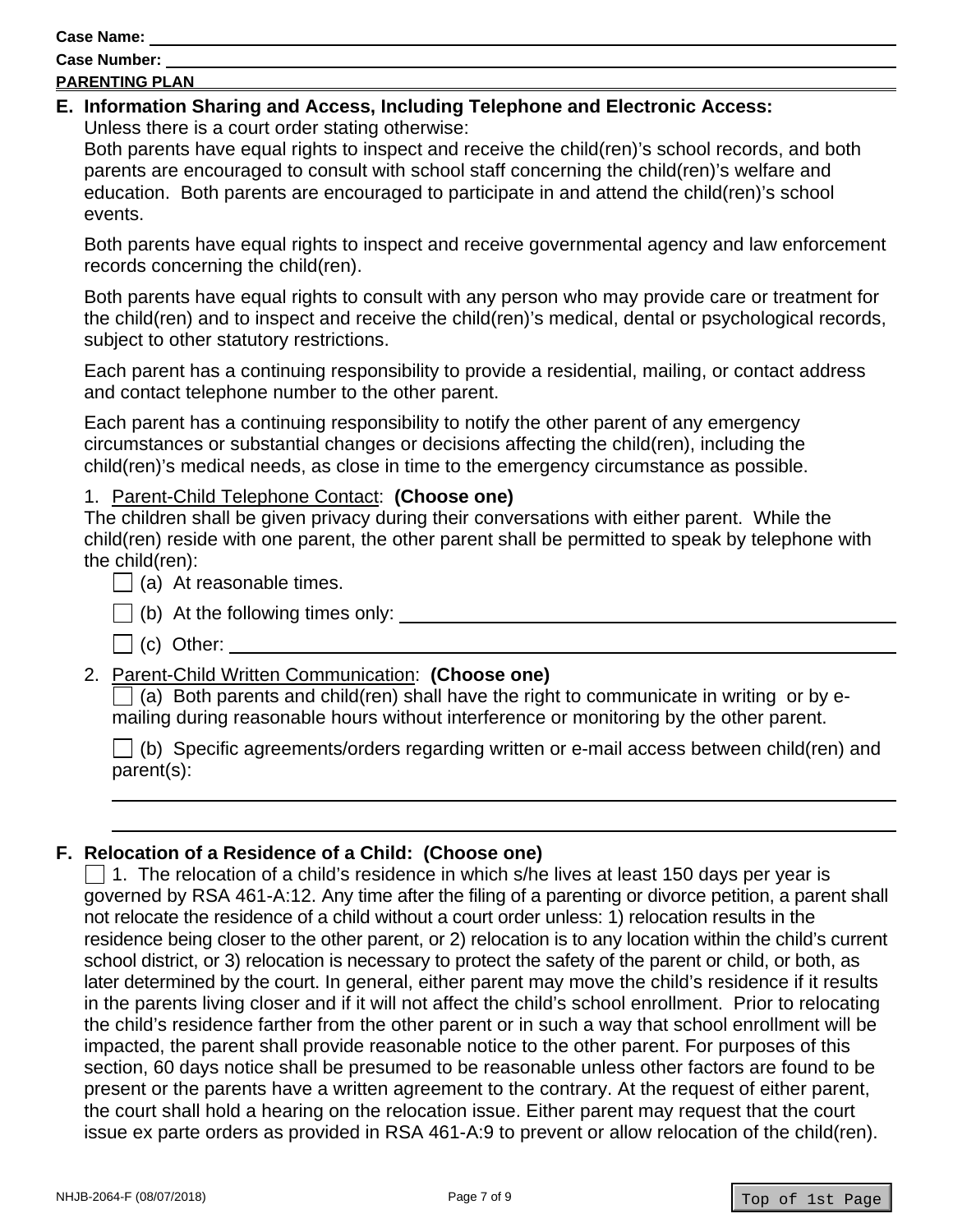Case Name: 
Case Number: 
PARENTING PLAN

**E. Information Sharing and Access, Including Telephone and Electronic Access:**

Unless there is a court order stating otherwise:

Both parents have equal rights to inspect and receive the child(ren)'s school records, and both parents are encouraged to consult with school staff concerning the child(ren)'s welfare and education. Both parents are encouraged to participate in and attend the child(ren)'s school events.

Both parents have equal rights to inspect and receive governmental agency and law enforcement records concerning the child(ren).

Both parents have equal rights to consult with any person who may provide care or treatment for the child(ren) and to inspect and receive the child(ren)'s medical, dental or psychological records, subject to other statutory restrictions.

Each parent has a continuing responsibility to provide a residential, mailing, or contact address and contact telephone number to the other parent.

Each parent has a continuing responsibility to notify the other parent of any emergency circumstances or substantial changes or decisions affecting the child(ren), including the child(ren)'s medical needs, as close in time to the emergency circumstance as possible.

1. Parent-Child Telephone Contact: **(Choose one)**
The children shall be given privacy during their conversations with either parent. While the child(ren) reside with one parent, the other parent shall be permitted to speak by telephone with the child(ren):

- ☐ (a) At reasonable times.
- ☐ (b) At the following times only: ______________________
- ☐ (c) Other: ______________________

2. Parent-Child Written Communication: **(Choose one)**

- ☐ (a) Both parents and child(ren) shall have the right to communicate in writing or by e-mailing during reasonable hours without interference or monitoring by the other parent.
- ☐ (b) Specific agreements/orders regarding written or e-mail access between child(ren) and parent(s):

______________________

______________________

**F. Relocation of a Residence of a Child: (Choose one)**

☐ 1. The relocation of a child's residence in which s/he lives at least 150 days per year is governed by RSA 461-A:12. Any time after the filing of a parenting or divorce petition, a parent shall not relocate the residence of a child without a court order unless: 1) relocation results in the residence being closer to the other parent, or 2) relocation is to any location within the child's current school district, or 3) relocation is necessary to protect the safety of the parent or child, or both, as later determined by the court. In general, either parent may move the child's residence if it results in the parents living closer and if it will not affect the child's school enrollment. Prior to relocating the child's residence farther from the other parent or in such a way that school enrollment will be impacted, the parent shall provide reasonable notice to the other parent. For purposes of this section, 60 days notice shall be presumed to be reasonable unless other factors are found to be present or the parents have a written agreement to the contrary. At the request of either parent, the court shall hold a hearing on the relocation issue. Either parent may request that the court issue ex parte orders as provided in RSA 461-A:9 to prevent or allow relocation of the child(ren).

NHJB-2064-F (08/07/2018)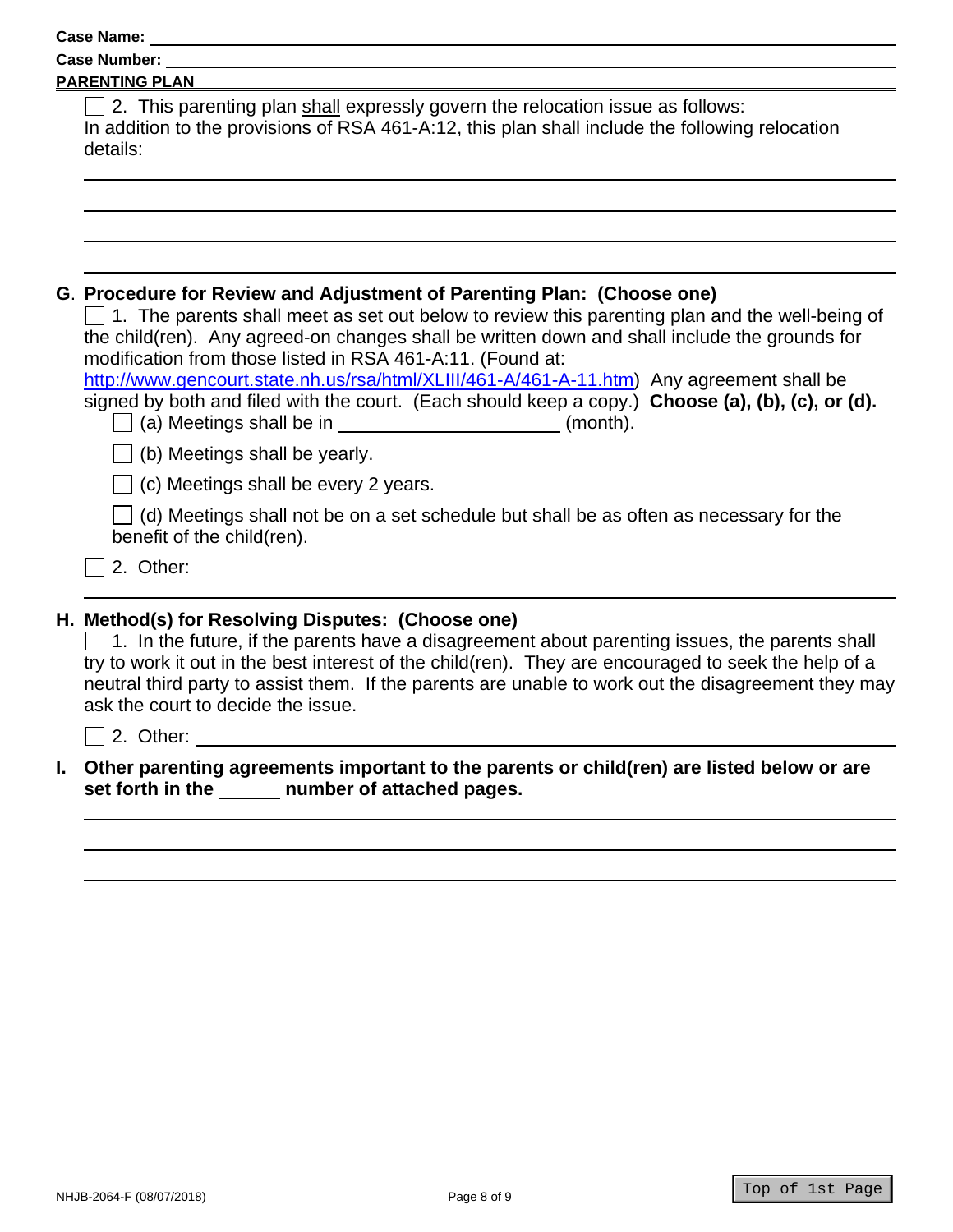**Case Name:** ______________________________

**Case Number:** ______________________________

**PARENTING PLAN**

☐ 2. This parenting plan shall expressly govern the relocation issue as follows:
In addition to the provisions of RSA 461-A:12, this plan shall include the following relocation details:

______________________________

______________________________

______________________________

______________________________

**G. Procedure for Review and Adjustment of Parenting Plan: (Choose one)**

☐ 1. The parents shall meet as set out below to review this parenting plan and the well-being of the child(ren). Any agreed-on changes shall be written down and shall include the grounds for modification from those listed in RSA 461-A:11. (Found at: http://www.gencourt.state.nh.us/rsa/html/XLIII/461-A/461-A-11.htm) Any agreement shall be signed by both and filed with the court. (Each should keep a copy.) **Choose (a), (b), (c), or (d).**

☐ (a) Meetings shall be in ______________________ (month).

☐ (b) Meetings shall be yearly.

☐ (c) Meetings shall be every 2 years.

☐ (d) Meetings shall not be on a set schedule but shall be as often as necessary for the benefit of the child(ren).

☐ 2. Other:

______________________________

**H. Method(s) for Resolving Disputes: (Choose one)**

☐ 1. In the future, if the parents have a disagreement about parenting issues, the parents shall try to work it out in the best interest of the child(ren). They are encouraged to seek the help of a neutral third party to assist them. If the parents are unable to work out the disagreement they may ask the court to decide the issue.

☐ 2. Other: ______________________________

**I. Other parenting agreements important to the parents or child(ren) are listed below or are set forth in the ______ number of attached pages.**

______________________________

______________________________

______________________________

NHJB-2064-F (08/07/2018)

Top of 1st Page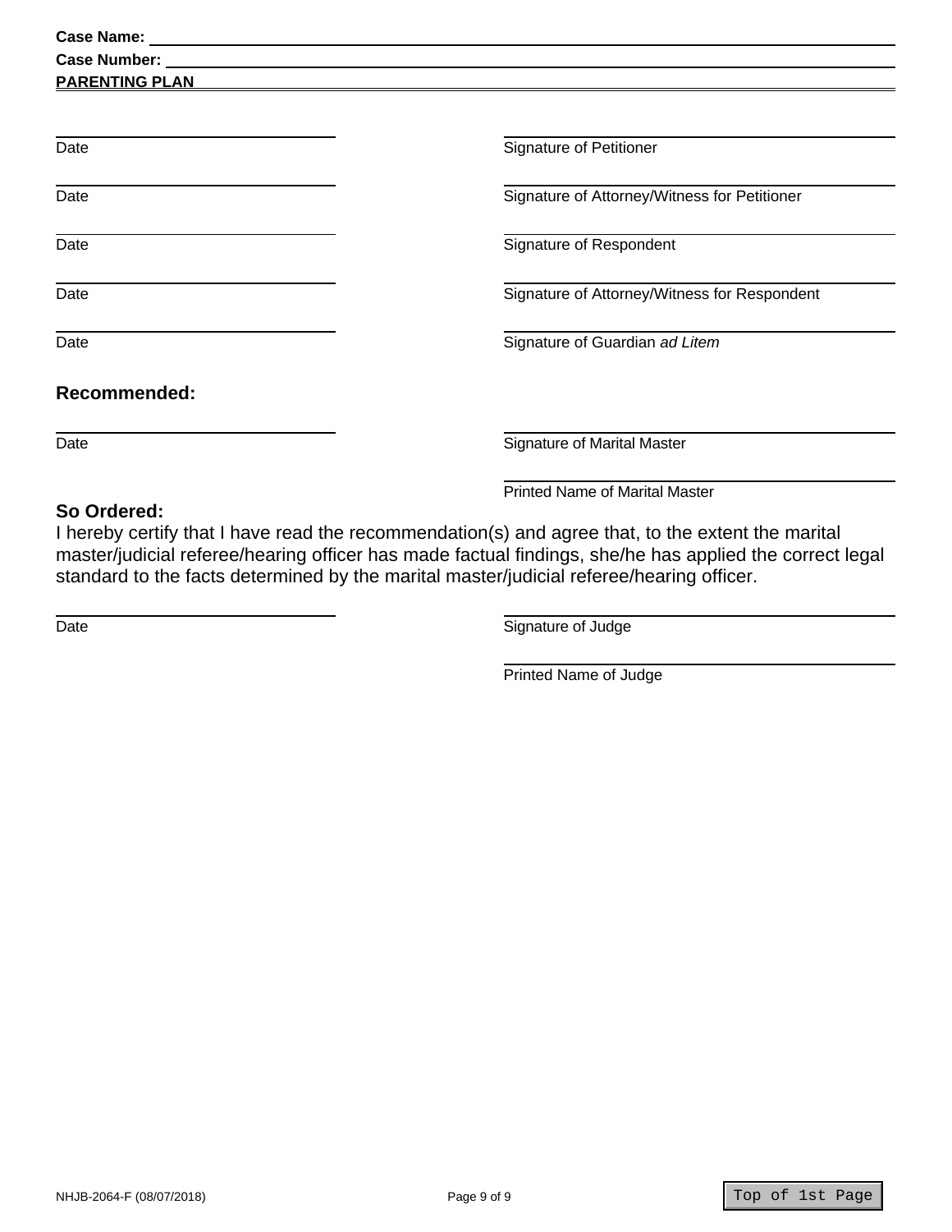Case Name: \_\_\_\_\_\_\_\_\_\_\_\_\_\_\_\_\_\_\_\_

Case Number: \_\_\_\_\_\_\_\_\_\_\_\_\_\_\_\_\_\_\_\_

**PARENTING PLAN**

| | |
|---|---|
| \_\_\_\_\_\_\_\_\_\_\_\_\_\_\_\_ | \_\_\_\_\_\_\_\_\_\_\_\_\_\_\_\_\_\_\_\_\_\_\_\_ |
| Date | Signature of Petitioner |
| \_\_\_\_\_\_\_\_\_\_\_\_\_\_\_\_ | \_\_\_\_\_\_\_\_\_\_\_\_\_\_\_\_\_\_\_\_\_\_\_\_ |
| Date | Signature of Attorney/Witness for Petitioner |
| \_\_\_\_\_\_\_\_\_\_\_\_\_\_\_\_ | \_\_\_\_\_\_\_\_\_\_\_\_\_\_\_\_\_\_\_\_\_\_\_\_ |
| Date | Signature of Respondent |
| \_\_\_\_\_\_\_\_\_\_\_\_\_\_\_\_ | \_\_\_\_\_\_\_\_\_\_\_\_\_\_\_\_\_\_\_\_\_\_\_\_ |
| Date | Signature of Attorney/Witness for Respondent |
| \_\_\_\_\_\_\_\_\_\_\_\_\_\_\_\_ | \_\_\_\_\_\_\_\_\_\_\_\_\_\_\_\_\_\_\_\_\_\_\_\_ |
| Date | Signature of Guardian *ad Litem* |

**Recommended:**

| | |
|---|---|
| \_\_\_\_\_\_\_\_\_\_\_\_\_\_\_\_ | \_\_\_\_\_\_\_\_\_\_\_\_\_\_\_\_\_\_\_\_\_\_\_\_ |
| Date | Signature of Marital Master |
| | \_\_\_\_\_\_\_\_\_\_\_\_\_\_\_\_\_\_\_\_\_\_\_\_ |
| | Printed Name of Marital Master |

**So Ordered:**

I hereby certify that I have read the recommendation(s) and agree that, to the extent the marital master/judicial referee/hearing officer has made factual findings, she/he has applied the correct legal standard to the facts determined by the marital master/judicial referee/hearing officer.

| | |
|---|---|
| \_\_\_\_\_\_\_\_\_\_\_\_\_\_\_\_ | \_\_\_\_\_\_\_\_\_\_\_\_\_\_\_\_\_\_\_\_\_\_\_\_ |
| Date | Signature of Judge |
| | \_\_\_\_\_\_\_\_\_\_\_\_\_\_\_\_\_\_\_\_\_\_\_\_ |
| | Printed Name of Judge |

NHJB-2064-F (08/07/2018)